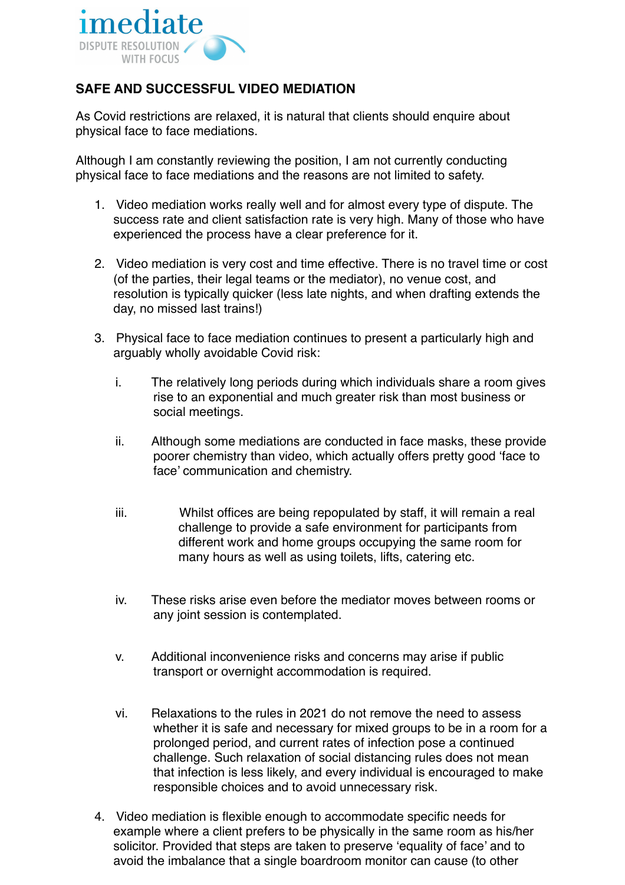imediate

DISPUTE RESOLUTION WITH FOCUS

## SAFE AND SUCCESSFUL VIDEO MEDIATION

As Covid restrictions are relaxed, it is natural that clients should enquire about physical face to face mediations.

Although I am constantly reviewing the position, I am not currently conducting physical face to face mediations and the reasons are not limited to safety.

1. Video mediation works really well and for almost every type of dispute. The success rate and client satisfaction rate is very high. Many of those who have experienced the process have a clear preference for it.

2. Video mediation is very cost and time effective. There is no travel time or cost (of the parties, their legal teams or the mediator), no venue cost, and resolution is typically quicker (less late nights, and when drafting extends the day, no missed last trains!)

3. Physical face to face mediation continues to present a particularly high and arguably wholly avoidable Covid risk:

    i. The relatively long periods during which individuals share a room gives rise to an exponential and much greater risk than most business or social meetings.

    ii. Although some mediations are conducted in face masks, these provide poorer chemistry than video, which actually offers pretty good 'face to face' communication and chemistry.

    iii. Whilst offices are being repopulated by staff, it will remain a real challenge to provide a safe environment for participants from different work and home groups occupying the same room for many hours as well as using toilets, lifts, catering etc.

    iv. These risks arise even before the mediator moves between rooms or any joint session is contemplated.

    v. Additional inconvenience risks and concerns may arise if public transport or overnight accommodation is required.

    vi. Relaxations to the rules in 2021 do not remove the need to assess whether it is safe and necessary for mixed groups to be in a room for a prolonged period, and current rates of infection pose a continued challenge. Such relaxation of social distancing rules does not mean that infection is less likely, and every individual is encouraged to make responsible choices and to avoid unnecessary risk.

4. Video mediation is flexible enough to accommodate specific needs for example where a client prefers to be physically in the same room as his/her solicitor. Provided that steps are taken to preserve 'equality of face' and to avoid the imbalance that a single boardroom monitor can cause (to other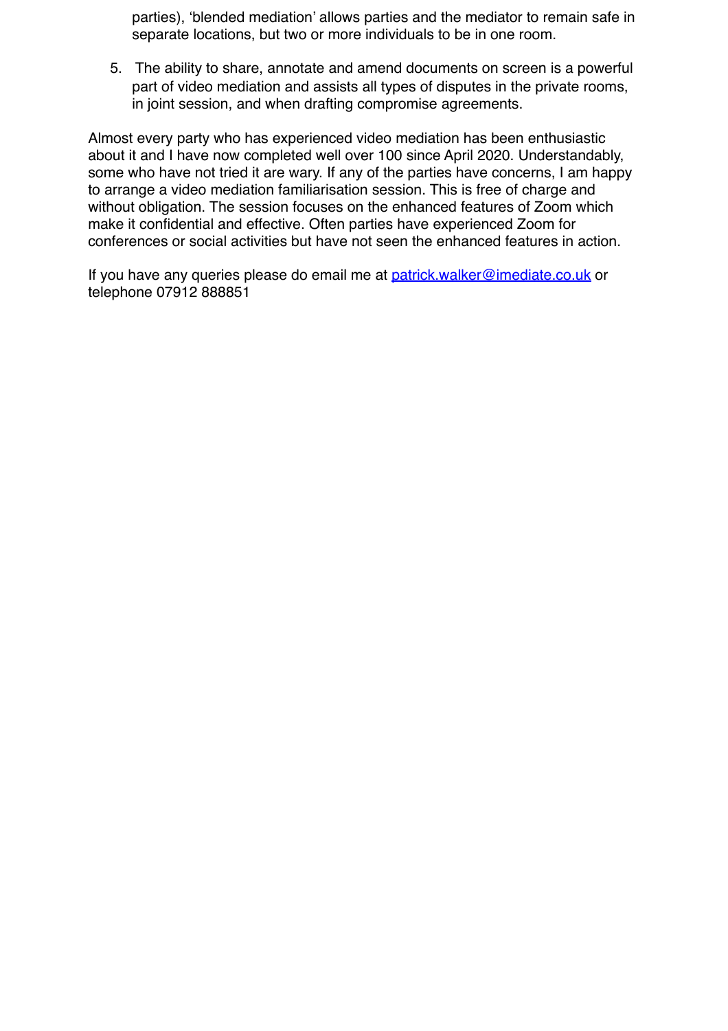parties), 'blended mediation' allows parties and the mediator to remain safe in separate locations, but two or more individuals to be in one room.

5. The ability to share, annotate and amend documents on screen is a powerful part of video mediation and assists all types of disputes in the private rooms, in joint session, and when drafting compromise agreements.

Almost every party who has experienced video mediation has been enthusiastic about it and I have now completed well over 100 since April 2020. Understandably, some who have not tried it are wary. If any of the parties have concerns, I am happy to arrange a video mediation familiarisation session. This is free of charge and without obligation. The session focuses on the enhanced features of Zoom which make it confidential and effective. Often parties have experienced Zoom for conferences or social activities but have not seen the enhanced features in action.

If you have any queries please do email me at [patrick.walker@imediate.co.uk](mailto:patrick.walker@imediate.co.uk) or telephone 07912 888851